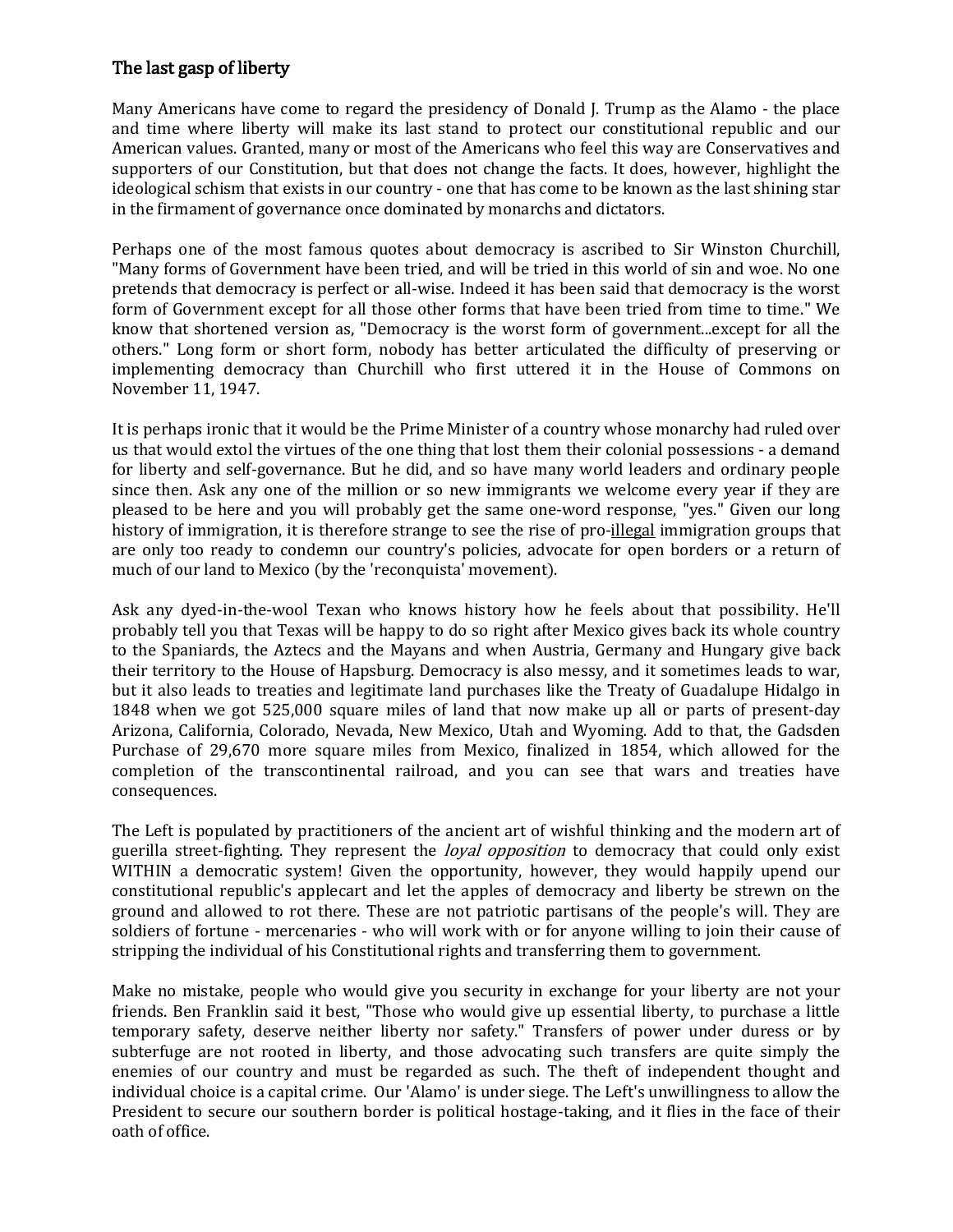## The last gasp of liberty

Many Americans have come to regard the presidency of Donald J. Trump as the Alamo - the place and time where liberty will make its last stand to protect our constitutional republic and our American values. Granted, many or most of the Americans who feel this way are Conservatives and supporters of our Constitution, but that does not change the facts. It does, however, highlight the ideological schism that exists in our country - one that has come to be known as the last shining star in the firmament of governance once dominated by monarchs and dictators.

Perhaps one of the most famous quotes about democracy is ascribed to Sir Winston Churchill, "Many forms of Government have been tried, and will be tried in this world of sin and woe. No one pretends that democracy is perfect or all-wise. Indeed it has been said that democracy is the worst form of Government except for all those other forms that have been tried from time to time." We know that shortened version as, "Democracy is the worst form of government...except for all the others." Long form or short form, nobody has better articulated the difficulty of preserving or implementing democracy than Churchill who first uttered it in the House of Commons on November 11, 1947.

It is perhaps ironic that it would be the Prime Minister of a country whose monarchy had ruled over us that would extol the virtues of the one thing that lost them their colonial possessions - a demand for liberty and self-governance. But he did, and so have many world leaders and ordinary people since then. Ask any one of the million or so new immigrants we welcome every year if they are pleased to be here and you will probably get the same one-word response, "yes." Given our long history of immigration, it is therefore strange to see the rise of pro-<u>illegal</u> immigration groups that are only too ready to condemn our country's policies, advocate for open borders or a return of much of our land to Mexico (by the 'reconquista' movement).

Ask any dyed-in-the-wool Texan who knows history how he feels about that possibility. He'll probably tell you that Texas will be happy to do so right after Mexico gives back its whole country to the Spaniards, the Aztecs and the Mayans and when Austria, Germany and Hungary give back their territory to the House of Hapsburg. Democracy is also messy, and it sometimes leads to war, but it also leads to treaties and legitimate land purchases like the Treaty of Guadalupe Hidalgo in 1848 when we got 525,000 square miles of land that now make up all or parts of present-day Arizona, California, Colorado, Nevada, New Mexico, Utah and Wyoming. Add to that, the Gadsden Purchase of 29,670 more square miles from Mexico, finalized in 1854, which allowed for the completion of the transcontinental railroad, and you can see that wars and treaties have consequences.

The Left is populated by practitioners of the ancient art of wishful thinking and the modern art of guerilla street-fighting. They represent the *loyal opposition* to democracy that could only exist WITHIN a democratic system! Given the opportunity, however, they would happily upend our constitutional republic's applecart and let the apples of democracy and liberty be strewn on the ground and allowed to rot there. These are not patriotic partisans of the people's will. They are soldiers of fortune - mercenaries - who will work with or for anyone willing to join their cause of stripping the individual of his Constitutional rights and transferring them to government.

Make no mistake, people who would give you security in exchange for your liberty are not your friends. Ben Franklin said it best, "Those who would give up essential liberty, to purchase a little temporary safety, deserve neither liberty nor safety." Transfers of power under duress or by subterfuge are not rooted in liberty, and those advocating such transfers are quite simply the enemies of our country and must be regarded as such. The theft of independent thought and individual choice is a capital crime. Our 'Alamo' is under siege. The Left's unwillingness to allow the President to secure our southern border is political hostage-taking, and it flies in the face of their oath of office.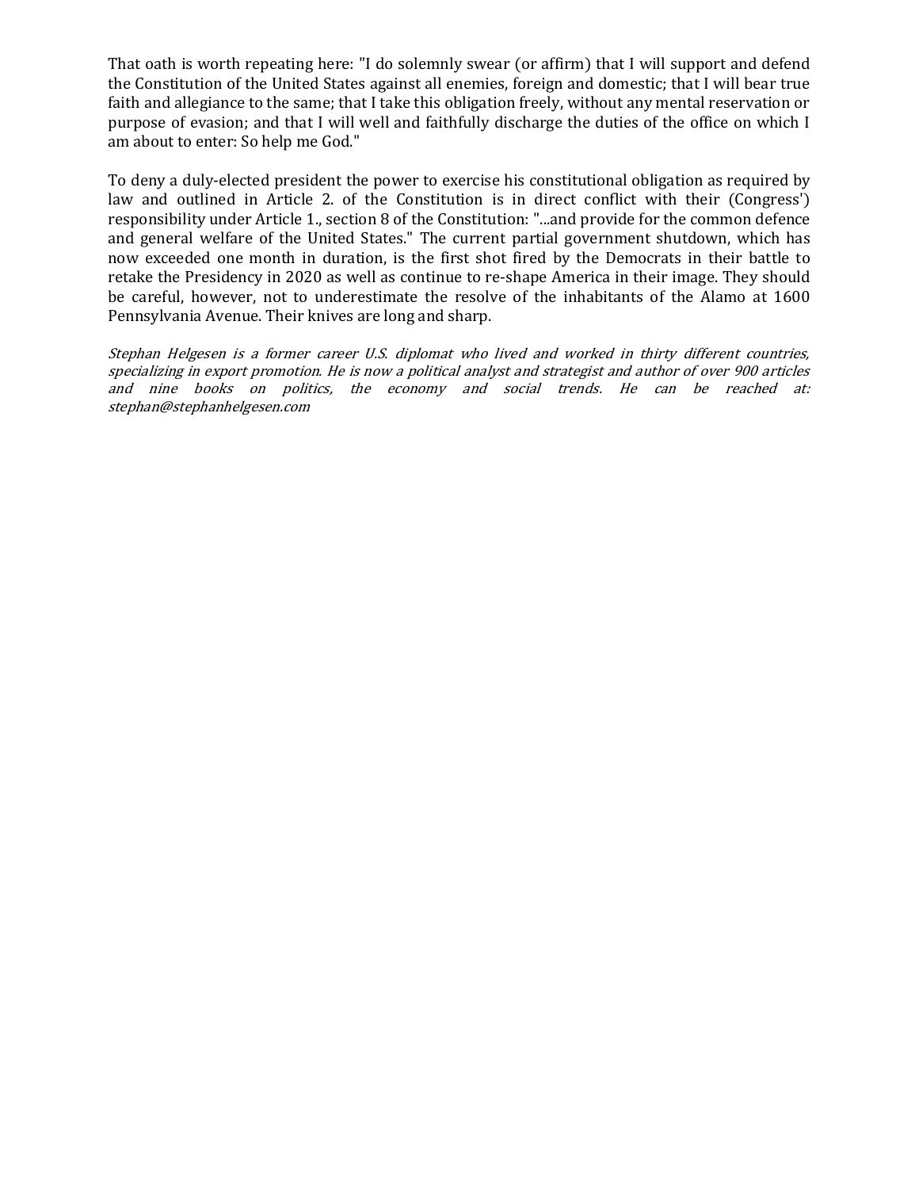That oath is worth repeating here: "I do solemnly swear (or affirm) that I will support and defend the Constitution of the United States against all enemies, foreign and domestic; that I will bear true faith and allegiance to the same; that I take this obligation freely, without any mental reservation or purpose of evasion; and that I will well and faithfully discharge the duties of the office on which I am about to enter: So help me God."

To deny a duly-elected president the power to exercise his constitutional obligation as required by law and outlined in Article 2. of the Constitution is in direct conflict with their (Congress') responsibility under Article 1., section 8 of the Constitution: "...and provide for the common defence and general welfare of the United States." The current partial government shutdown, which has now exceeded one month in duration, is the first shot fired by the Democrats in their battle to retake the Presidency in 2020 as well as continue to re-shape America in their image. They should be careful, however, not to underestimate the resolve of the inhabitants of the Alamo at 1600 Pennsylvania Avenue. Their knives are long and sharp.

*Stephan Helgesen is a former career U.S. diplomat who lived and worked in thirty different countries, specializing in export promotion. He is now a political analyst and strategist and author of over 900 articles and nine books on politics, the economy and social trends. He can be reached at: stephan@stephanhelgesen.com*